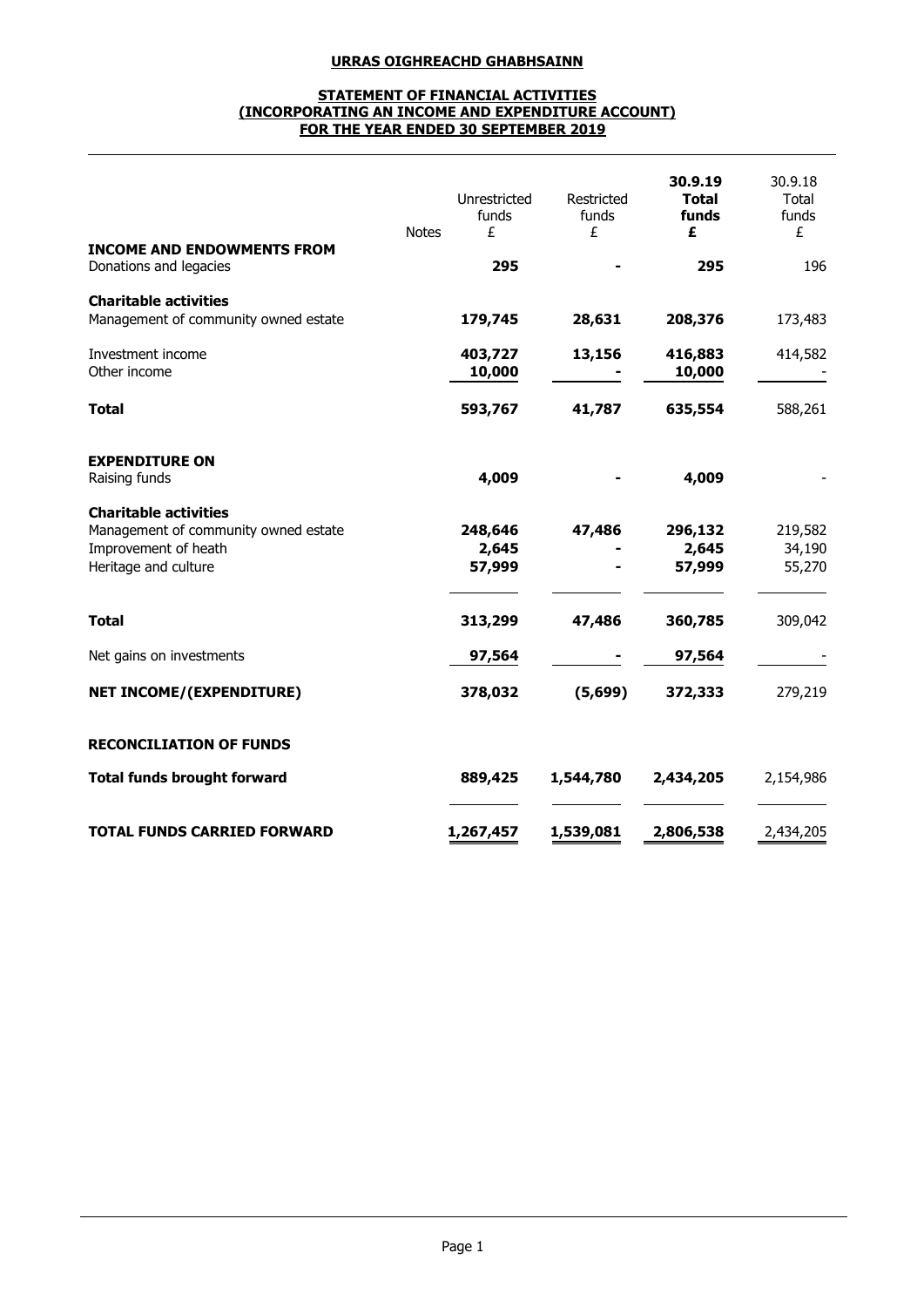**URRAS OIGHREACHD GHABHSAINN**

**STATEMENT OF FINANCIAL ACTIVITIES**
**(INCORPORATING AN INCOME AND EXPENDITURE ACCOUNT)**
**FOR THE YEAR ENDED 30 SEPTEMBER 2019**

| | Notes | Unrestricted funds £ | Restricted funds £ | **30.9.19 Total funds £** | 30.9.18 Total funds £ |
|---|---|---|---|---|---|
| **INCOME AND ENDOWMENTS FROM** | | | | | |
| Donations and legacies | | **295** | **-** | **295** | 196 |
| **Charitable activities** | | | | | |
| Management of community owned estate | | **179,745** | **28,631** | **208,376** | 173,483 |
| Investment income | | **403,727** | **13,156** | **416,883** | 414,582 |
| Other income | | **10,000** | **-** | **10,000** | - |
| **Total** | | **593,767** | **41,787** | **635,554** | 588,261 |
| **EXPENDITURE ON** | | | | | |
| Raising funds | | **4,009** | **-** | **4,009** | - |
| **Charitable activities** | | | | | |
| Management of community owned estate | | **248,646** | **47,486** | **296,132** | 219,582 |
| Improvement of heath | | **2,645** | **-** | **2,645** | 34,190 |
| Heritage and culture | | **57,999** | **-** | **57,999** | 55,270 |
| **Total** | | **313,299** | **47,486** | **360,785** | 309,042 |
| Net gains on investments | | **97,564** | **-** | **97,564** | - |
| **NET INCOME/(EXPENDITURE)** | | **378,032** | **(5,699)** | **372,333** | 279,219 |
| **RECONCILIATION OF FUNDS** | | | | | |
| **Total funds brought forward** | | **889,425** | **1,544,780** | **2,434,205** | 2,154,986 |
| **TOTAL FUNDS CARRIED FORWARD** | | **1,267,457** | **1,539,081** | **2,806,538** | 2,434,205 |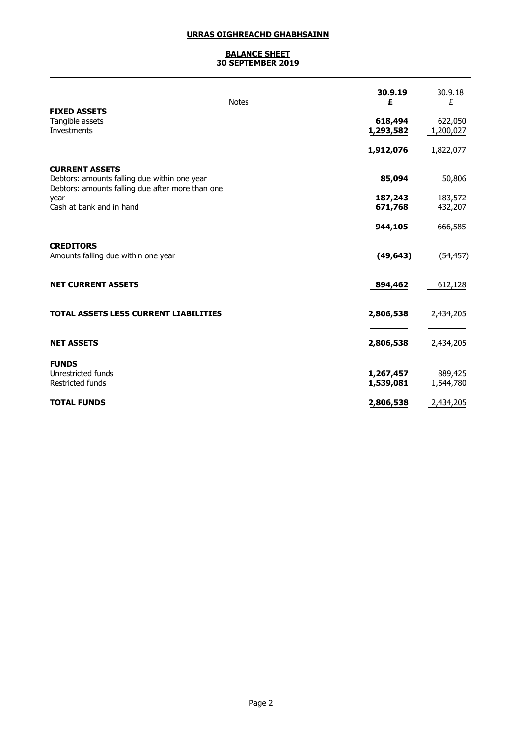**URRAS OIGHREACHD GHABHSAINN**

**BALANCE SHEET**
**30 SEPTEMBER 2019**

| | Notes | 30.9.19<br>£ | 30.9.18<br>£ |
|---|---|---|---|
| **FIXED ASSETS** | | | |
| Tangible assets | | **618,494** | 622,050 |
| Investments | | **1,293,582** | 1,200,027 |
| | | **1,912,076** | 1,822,077 |
| **CURRENT ASSETS** | | | |
| Debtors: amounts falling due within one year | | **85,094** | 50,806 |
| Debtors: amounts falling due after more than one year | | **187,243** | 183,572 |
| Cash at bank and in hand | | **671,768** | 432,207 |
| | | **944,105** | 666,585 |
| **CREDITORS** | | | |
| Amounts falling due within one year | | **(49,643)** | (54,457) |
| **NET CURRENT ASSETS** | | **894,462** | 612,128 |
| **TOTAL ASSETS LESS CURRENT LIABILITIES** | | **2,806,538** | 2,434,205 |
| **NET ASSETS** | | **2,806,538** | 2,434,205 |
| **FUNDS** | | | |
| Unrestricted funds | | **1,267,457** | 889,425 |
| Restricted funds | | **1,539,081** | 1,544,780 |
| **TOTAL FUNDS** | | **2,806,538** | 2,434,205 |